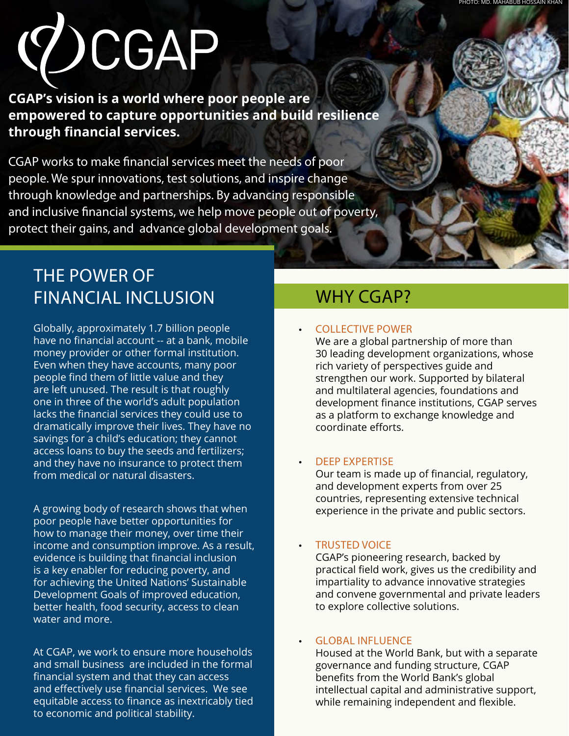PHOTO: MD. MAHABUB HOSSAIN KHAN

# CGAP

**CGAP's vision is a world where poor people are empowered to capture opportunities and build resilience through financial services.**

CGAP works to make financial services meet the needs of poor people. We spur innovations, test solutions, and inspire change through knowledge and partnerships. By advancing responsible and inclusive financial systems, we help move people out of poverty, protect their gains, and advance global development goals.

## THE POWER OF FINANCIAL INCLUSION

Globally, approximately 1.7 billion people have no financial account -- at a bank, mobile money provider or other formal institution. Even when they have accounts, many poor people find them of little value and they are left unused. The result is that roughly one in three of the world's adult population lacks the financial services they could use to dramatically improve their lives. They have no savings for a child's education; they cannot access loans to buy the seeds and fertilizers; and they have no insurance to protect them from medical or natural disasters.

A growing body of research shows that when poor people have better opportunities for how to manage their money, over time their income and consumption improve. As a result, evidence is building that financial inclusion is a key enabler for reducing poverty, and for achieving the United Nations' Sustainable Development Goals of improved education, better health, food security, access to clean water and more.

At CGAP, we work to ensure more households and small business are included in the formal financial system and that they can access and effectively use financial services. We see equitable access to finance as inextricably tied to economic and political stability.

## WHY CGAP?

- COLLECTIVE POWER
  We are a global partnership of more than 30 leading development organizations, whose rich variety of perspectives guide and strengthen our work. Supported by bilateral and multilateral agencies, foundations and development finance institutions, CGAP serves as a platform to exchange knowledge and coordinate efforts.

- DEEP EXPERTISE
  Our team is made up of financial, regulatory, and development experts from over 25 countries, representing extensive technical experience in the private and public sectors.

- TRUSTED VOICE
  CGAP's pioneering research, backed by practical field work, gives us the credibility and impartiality to advance innovative strategies and convene governmental and private leaders to explore collective solutions.

- GLOBAL INFLUENCE
  Housed at the World Bank, but with a separate governance and funding structure, CGAP benefits from the World Bank's global intellectual capital and administrative support, while remaining independent and flexible.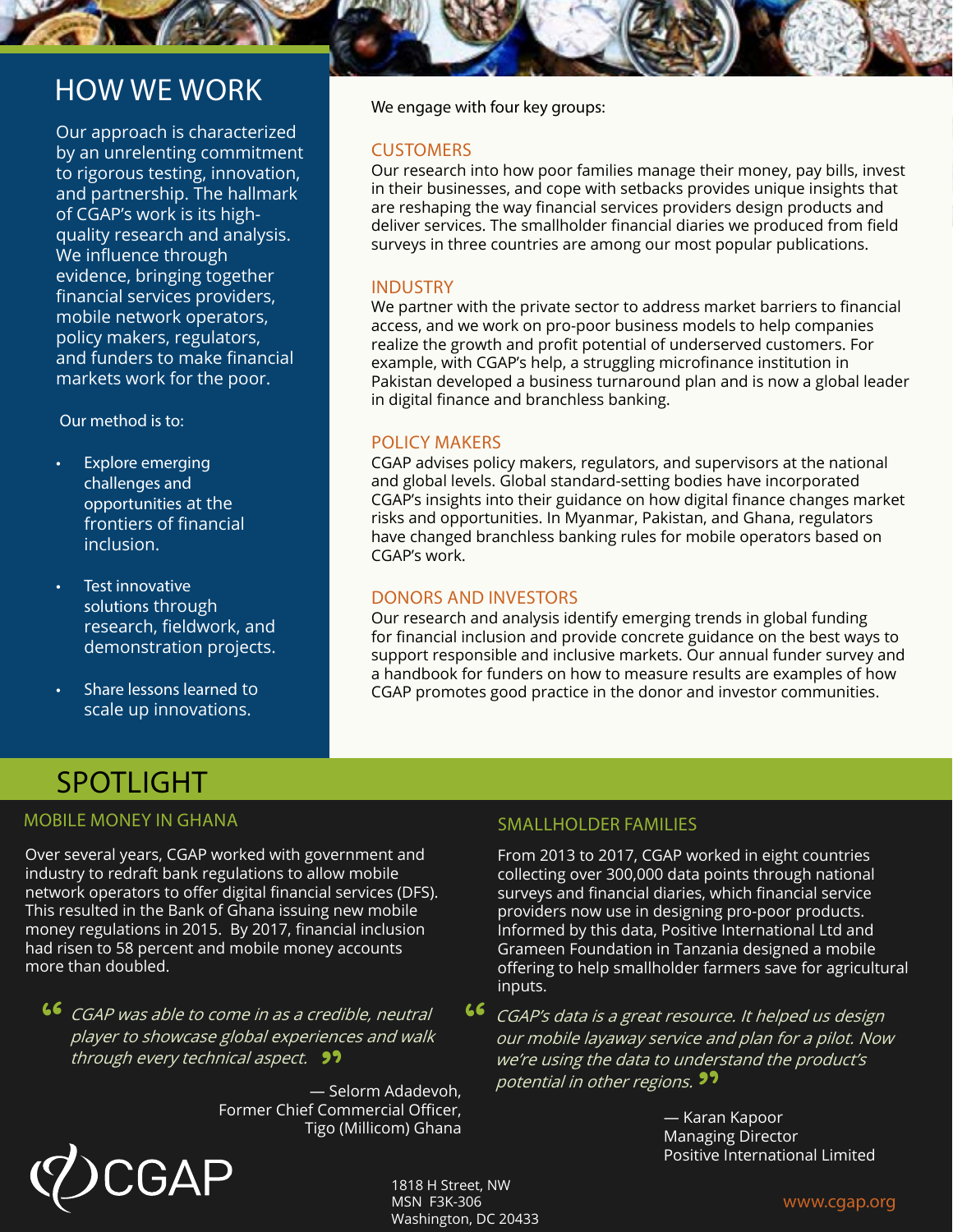# HOW WE WORK

Our approach is characterized by an unrelenting commitment to rigorous testing, innovation, and partnership. The hallmark of CGAP's work is its high-quality research and analysis. We influence through evidence, bringing together financial services providers, mobile network operators, policy makers, regulators, and funders to make financial markets work for the poor.

Our method is to:

- Explore emerging challenges and opportunities at the frontiers of financial inclusion.
- Test innovative solutions through research, fieldwork, and demonstration projects.
- Share lessons learned to scale up innovations.

We engage with four key groups:

### CUSTOMERS

Our research into how poor families manage their money, pay bills, invest in their businesses, and cope with setbacks provides unique insights that are reshaping the way financial services providers design products and deliver services. The smallholder financial diaries we produced from field surveys in three countries are among our most popular publications.

### INDUSTRY

We partner with the private sector to address market barriers to financial access, and we work on pro-poor business models to help companies realize the growth and profit potential of underserved customers. For example, with CGAP's help, a struggling microfinance institution in Pakistan developed a business turnaround plan and is now a global leader in digital finance and branchless banking.

### POLICY MAKERS

CGAP advises policy makers, regulators, and supervisors at the national and global levels. Global standard-setting bodies have incorporated CGAP's insights into their guidance on how digital finance changes market risks and opportunities. In Myanmar, Pakistan, and Ghana, regulators have changed branchless banking rules for mobile operators based on CGAP's work.

### DONORS AND INVESTORS

Our research and analysis identify emerging trends in global funding for financial inclusion and provide concrete guidance on the best ways to support responsible and inclusive markets. Our annual funder survey and a handbook for funders on how to measure results are examples of how CGAP promotes good practice in the donor and investor communities.

# SPOTLIGHT

### MOBILE MONEY IN GHANA

Over several years, CGAP worked with government and industry to redraft bank regulations to allow mobile network operators to offer digital financial services (DFS). This resulted in the Bank of Ghana issuing new mobile money regulations in 2015. By 2017, financial inclusion had risen to 58 percent and mobile money accounts more than doubled.

> *"CGAP was able to come in as a credible, neutral player to showcase global experiences and walk through every technical aspect."*
>
> — Selorm Adadevoh,
> Former Chief Commercial Officer,
> Tigo (Millicom) Ghana

### SMALLHOLDER FAMILIES

From 2013 to 2017, CGAP worked in eight countries collecting over 300,000 data points through national surveys and financial diaries, which financial service providers now use in designing pro-poor products. Informed by this data, Positive International Ltd and Grameen Foundation in Tanzania designed a mobile offering to help smallholder farmers save for agricultural inputs.

> *"CGAP's data is a great resource. It helped us design our mobile layaway service and plan for a pilot. Now we're using the data to understand the product's potential in other regions."*
>
> — Karan Kapoor
> Managing Director
> Positive International Limited

CGAP

1818 H Street, NW
MSN F3K-306
Washington, DC 20433

www.cgap.org